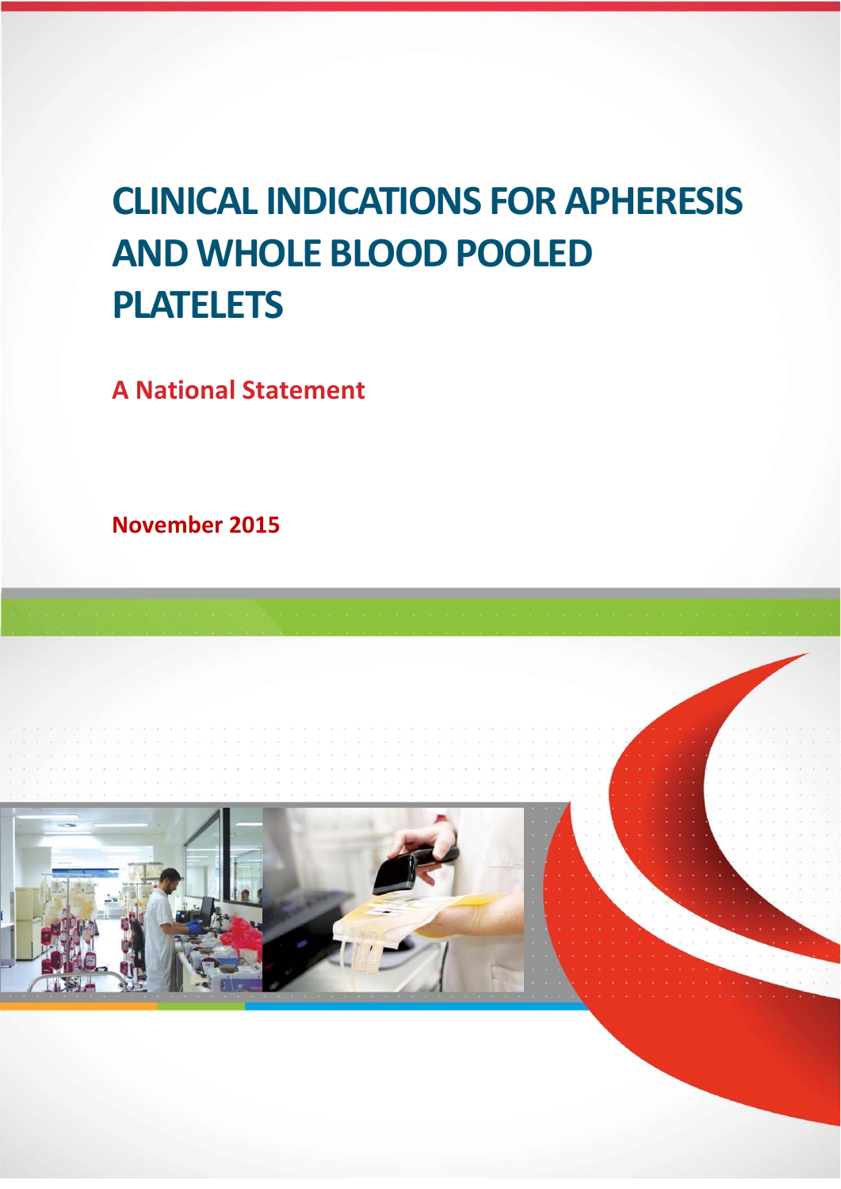# CLINICAL INDICATIONS FOR APHERESIS AND WHOLE BLOOD POOLED PLATELETS

## A National Statement

**November 2015**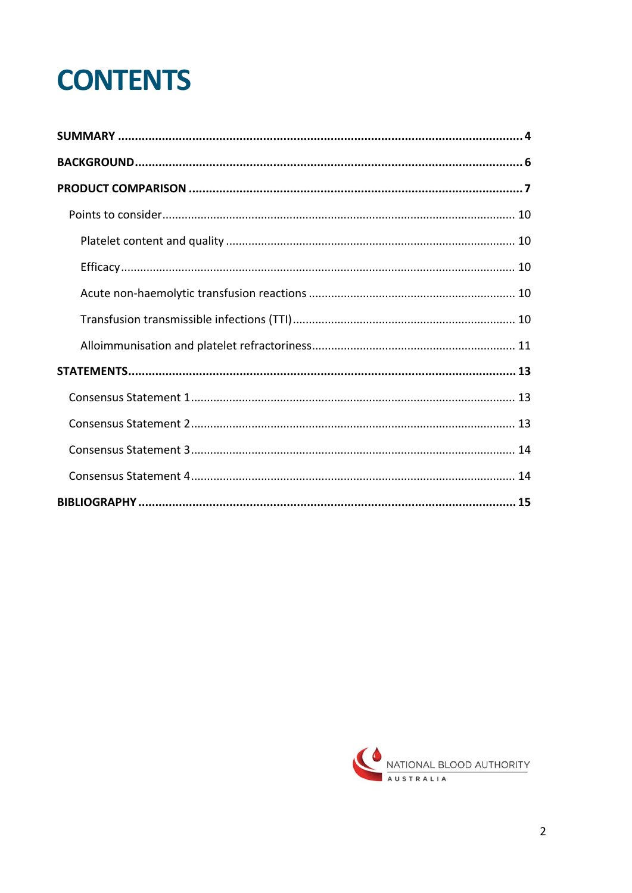# CONTENTS

**SUMMARY** ........................................................................................................ **4**

**BACKGROUND** ................................................................................................... **6**

**PRODUCT COMPARISON** .................................................................................. **7**

- Points to consider .......................................................................................... 10
  - Platelet content and quality ..................................................................... 10
  - Efficacy ...................................................................................................... 10
  - Acute non-haemolytic transfusion reactions ............................................ 10
  - Transfusion transmissible infections (TTI) ................................................ 10
  - Alloimmunisation and platelet refractoriness ........................................... 11

**STATEMENTS** .................................................................................................... **13**

- Consensus Statement 1 .................................................................................. 13
- Consensus Statement 2 .................................................................................. 13
- Consensus Statement 3 .................................................................................. 14
- Consensus Statement 4 .................................................................................. 14

**BIBLIOGRAPHY** ................................................................................................. **15**

NATIONAL BLOOD AUTHORITY AUSTRALIA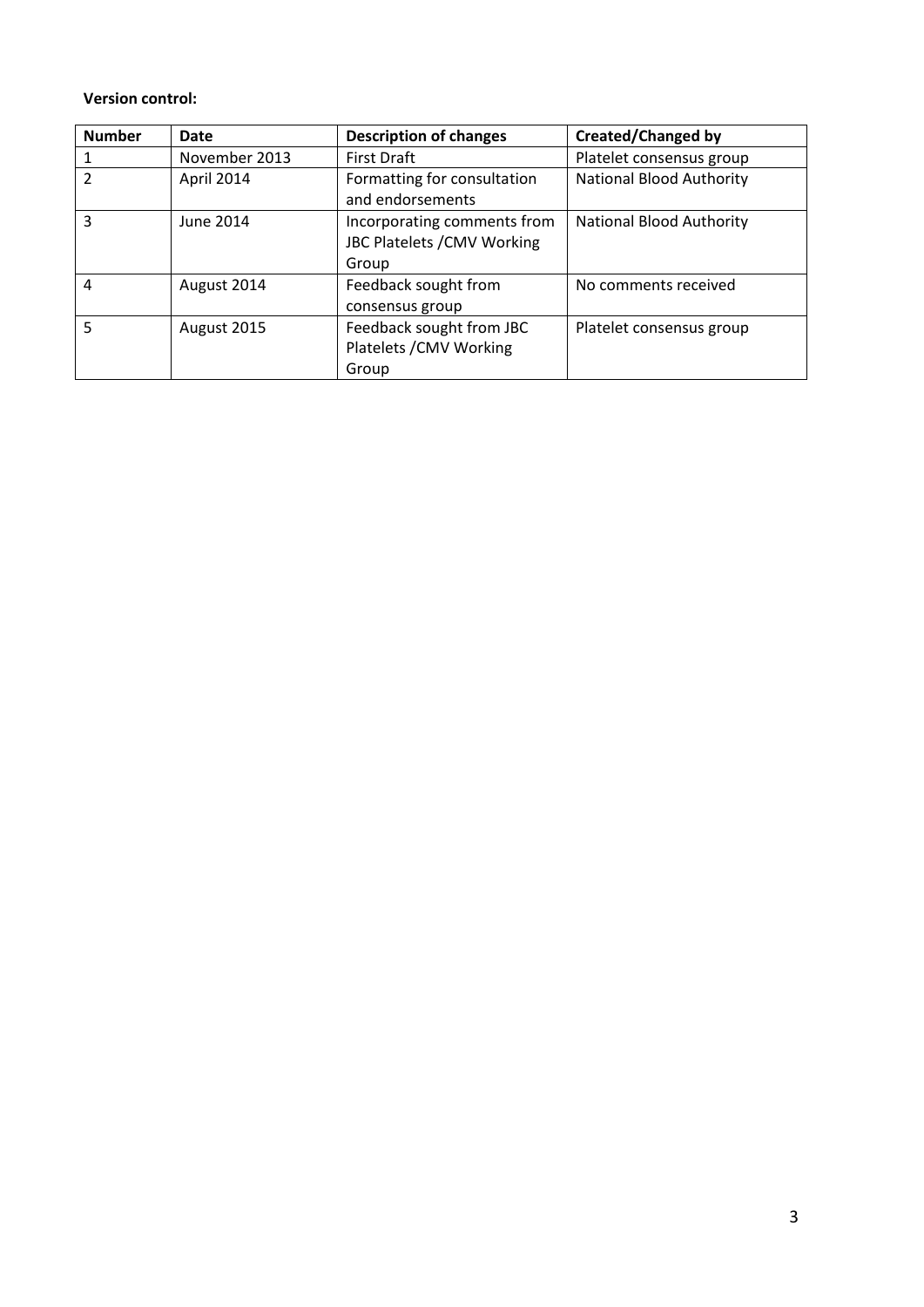**Version control:**

| Number | Date | Description of changes | Created/Changed by |
|---|---|---|---|
| 1 | November 2013 | First Draft | Platelet consensus group |
| 2 | April 2014 | Formatting for consultation and endorsements | National Blood Authority |
| 3 | June 2014 | Incorporating comments from JBC Platelets /CMV Working Group | National Blood Authority |
| 4 | August 2014 | Feedback sought from consensus group | No comments received |
| 5 | August 2015 | Feedback sought from JBC Platelets /CMV Working Group | Platelet consensus group |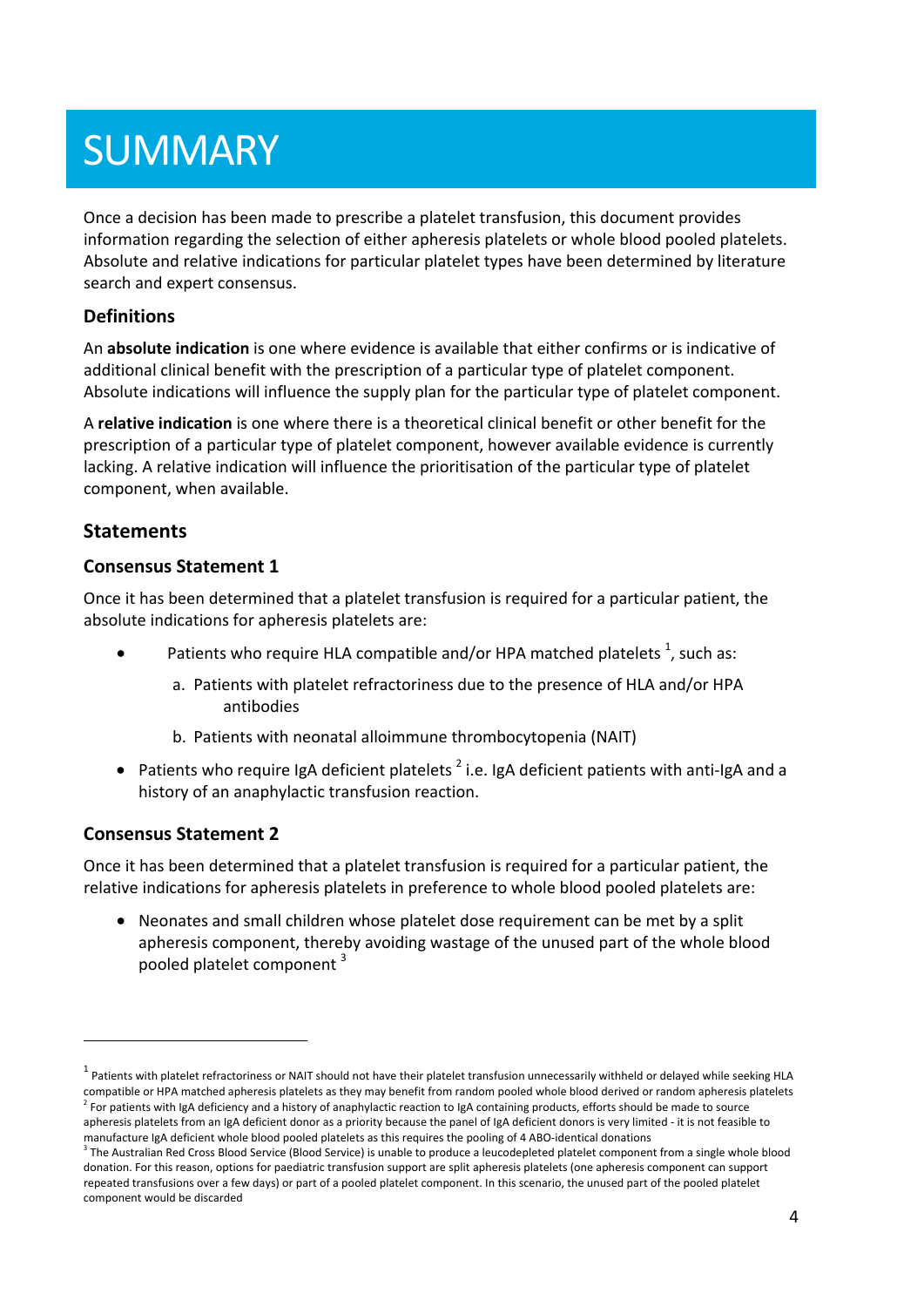# SUMMARY

Once a decision has been made to prescribe a platelet transfusion, this document provides information regarding the selection of either apheresis platelets or whole blood pooled platelets. Absolute and relative indications for particular platelet types have been determined by literature search and expert consensus.

## Definitions

An **absolute indication** is one where evidence is available that either confirms or is indicative of additional clinical benefit with the prescription of a particular type of platelet component. Absolute indications will influence the supply plan for the particular type of platelet component.

A **relative indication** is one where there is a theoretical clinical benefit or other benefit for the prescription of a particular type of platelet component, however available evidence is currently lacking. A relative indication will influence the prioritisation of the particular type of platelet component, when available.

## Statements

### Consensus Statement 1

Once it has been determined that a platelet transfusion is required for a particular patient, the absolute indications for apheresis platelets are:

- Patients who require HLA compatible and/or HPA matched platelets [1], such as:
  a. Patients with platelet refractoriness due to the presence of HLA and/or HPA antibodies
  b. Patients with neonatal alloimmune thrombocytopenia (NAIT)
- Patients who require IgA deficient platelets [2] i.e. IgA deficient patients with anti-IgA and a history of an anaphylactic transfusion reaction.

### Consensus Statement 2

Once it has been determined that a platelet transfusion is required for a particular patient, the relative indications for apheresis platelets in preference to whole blood pooled platelets are:

- Neonates and small children whose platelet dose requirement can be met by a split apheresis component, thereby avoiding wastage of the unused part of the whole blood pooled platelet component [3]

---

[1] Patients with platelet refractoriness or NAIT should not have their platelet transfusion unnecessarily withheld or delayed while seeking HLA compatible or HPA matched apheresis platelets as they may benefit from random pooled whole blood derived or random apheresis platelets

[2] For patients with IgA deficiency and a history of anaphylactic reaction to IgA containing products, efforts should be made to source apheresis platelets from an IgA deficient donor as a priority because the panel of IgA deficient donors is very limited - it is not feasible to manufacture IgA deficient whole blood pooled platelets as this requires the pooling of 4 ABO-identical donations

[3] The Australian Red Cross Blood Service (Blood Service) is unable to produce a leucodepleted platelet component from a single whole blood donation. For this reason, options for paediatric transfusion support are split apheresis platelets (one apheresis component can support repeated transfusions over a few days) or part of a pooled platelet component. In this scenario, the unused part of the pooled platelet component would be discarded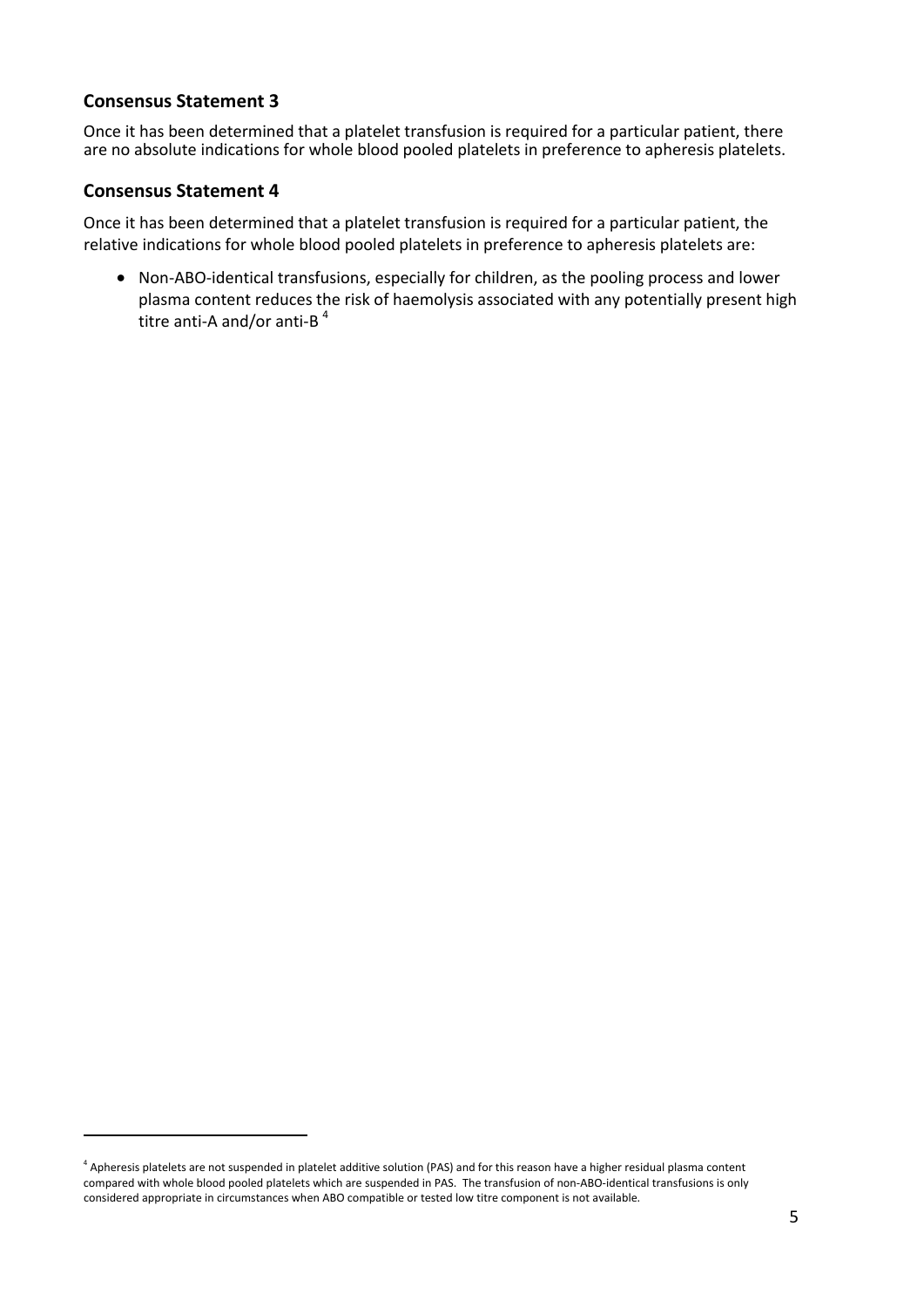## Consensus Statement 3

Once it has been determined that a platelet transfusion is required for a particular patient, there are no absolute indications for whole blood pooled platelets in preference to apheresis platelets.

## Consensus Statement 4

Once it has been determined that a platelet transfusion is required for a particular patient, the relative indications for whole blood pooled platelets in preference to apheresis platelets are:

- Non-ABO-identical transfusions, especially for children, as the pooling process and lower plasma content reduces the risk of haemolysis associated with any potentially present high titre anti-A and/or anti-B [4]

---

[4] Apheresis platelets are not suspended in platelet additive solution (PAS) and for this reason have a higher residual plasma content compared with whole blood pooled platelets which are suspended in PAS. The transfusion of non-ABO-identical transfusions is only considered appropriate in circumstances when ABO compatible or tested low titre component is not available.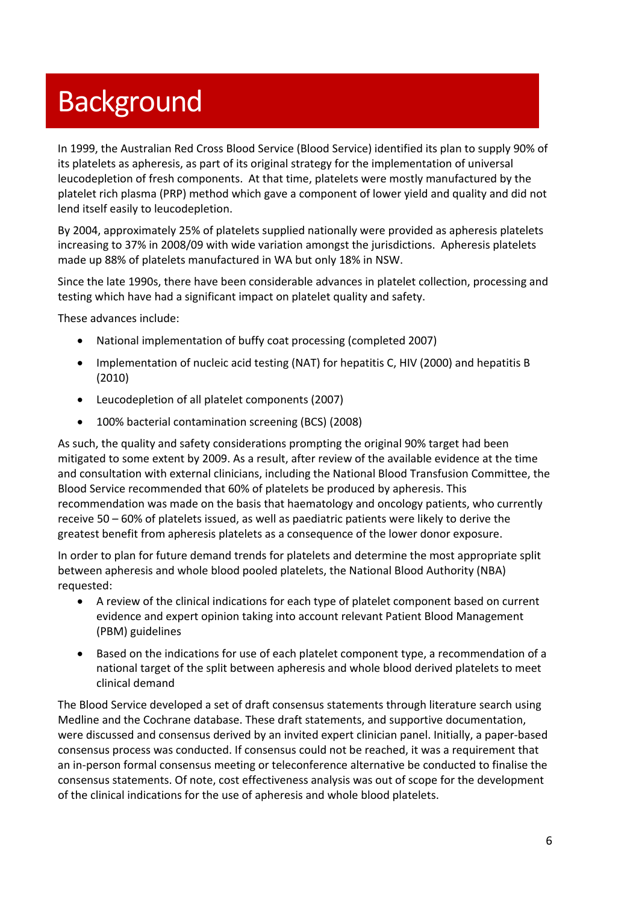# Background

In 1999, the Australian Red Cross Blood Service (Blood Service) identified its plan to supply 90% of its platelets as apheresis, as part of its original strategy for the implementation of universal leucodepletion of fresh components. At that time, platelets were mostly manufactured by the platelet rich plasma (PRP) method which gave a component of lower yield and quality and did not lend itself easily to leucodepletion.

By 2004, approximately 25% of platelets supplied nationally were provided as apheresis platelets increasing to 37% in 2008/09 with wide variation amongst the jurisdictions. Apheresis platelets made up 88% of platelets manufactured in WA but only 18% in NSW.

Since the late 1990s, there have been considerable advances in platelet collection, processing and testing which have had a significant impact on platelet quality and safety.

These advances include:

- National implementation of buffy coat processing (completed 2007)
- Implementation of nucleic acid testing (NAT) for hepatitis C, HIV (2000) and hepatitis B (2010)
- Leucodepletion of all platelet components (2007)
- 100% bacterial contamination screening (BCS) (2008)

As such, the quality and safety considerations prompting the original 90% target had been mitigated to some extent by 2009. As a result, after review of the available evidence at the time and consultation with external clinicians, including the National Blood Transfusion Committee, the Blood Service recommended that 60% of platelets be produced by apheresis. This recommendation was made on the basis that haematology and oncology patients, who currently receive 50 – 60% of platelets issued, as well as paediatric patients were likely to derive the greatest benefit from apheresis platelets as a consequence of the lower donor exposure.

In order to plan for future demand trends for platelets and determine the most appropriate split between apheresis and whole blood pooled platelets, the National Blood Authority (NBA) requested:

- A review of the clinical indications for each type of platelet component based on current evidence and expert opinion taking into account relevant Patient Blood Management (PBM) guidelines
- Based on the indications for use of each platelet component type, a recommendation of a national target of the split between apheresis and whole blood derived platelets to meet clinical demand

The Blood Service developed a set of draft consensus statements through literature search using Medline and the Cochrane database. These draft statements, and supportive documentation, were discussed and consensus derived by an invited expert clinician panel. Initially, a paper-based consensus process was conducted. If consensus could not be reached, it was a requirement that an in-person formal consensus meeting or teleconference alternative be conducted to finalise the consensus statements. Of note, cost effectiveness analysis was out of scope for the development of the clinical indications for the use of apheresis and whole blood platelets.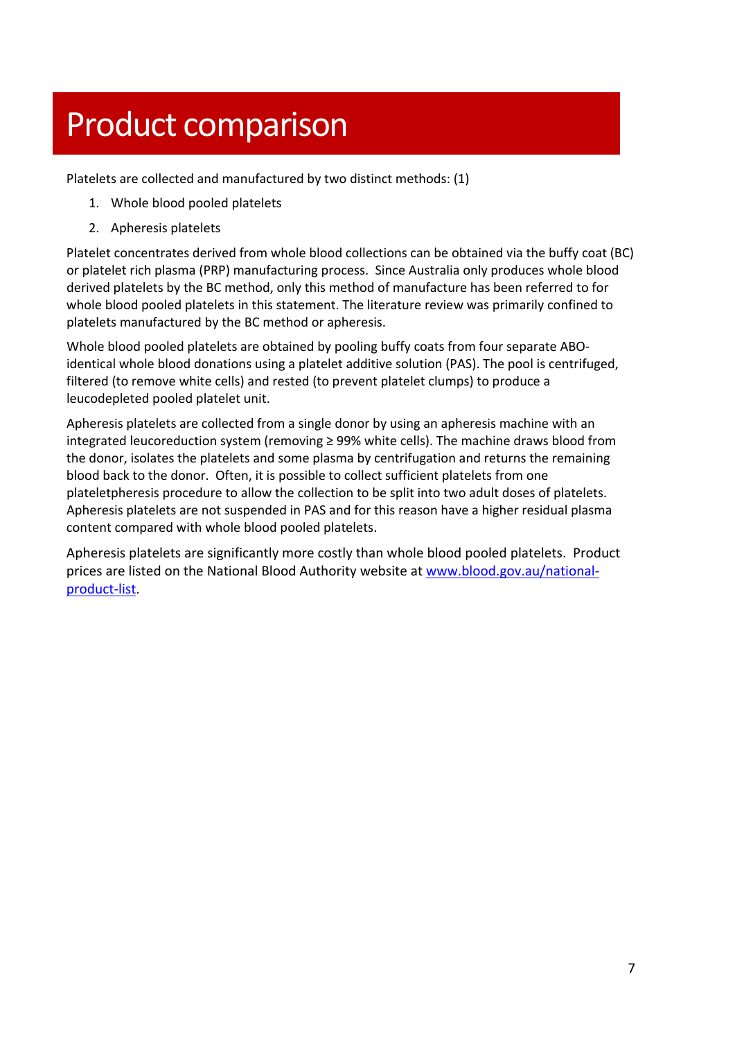# Product comparison

Platelets are collected and manufactured by two distinct methods: (1)

1. Whole blood pooled platelets
2. Apheresis platelets

Platelet concentrates derived from whole blood collections can be obtained via the buffy coat (BC) or platelet rich plasma (PRP) manufacturing process. Since Australia only produces whole blood derived platelets by the BC method, only this method of manufacture has been referred to for whole blood pooled platelets in this statement. The literature review was primarily confined to platelets manufactured by the BC method or apheresis.

Whole blood pooled platelets are obtained by pooling buffy coats from four separate ABO-identical whole blood donations using a platelet additive solution (PAS). The pool is centrifuged, filtered (to remove white cells) and rested (to prevent platelet clumps) to produce a leucodepleted pooled platelet unit.

Apheresis platelets are collected from a single donor by using an apheresis machine with an integrated leucoreduction system (removing ≥ 99% white cells). The machine draws blood from the donor, isolates the platelets and some plasma by centrifugation and returns the remaining blood back to the donor. Often, it is possible to collect sufficient platelets from one plateletpheresis procedure to allow the collection to be split into two adult doses of platelets. Apheresis platelets are not suspended in PAS and for this reason have a higher residual plasma content compared with whole blood pooled platelets.

Apheresis platelets are significantly more costly than whole blood pooled platelets. Product prices are listed on the National Blood Authority website at [www.blood.gov.au/national-product-list](http://www.blood.gov.au/national-product-list).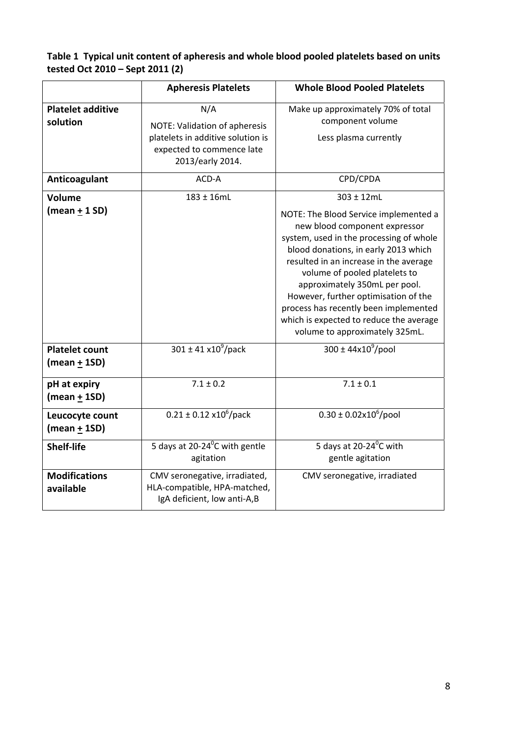**Table 1 Typical unit content of apheresis and whole blood pooled platelets based on units tested Oct 2010 – Sept 2011 (2)**

| | Apheresis Platelets | Whole Blood Pooled Platelets |
|---|---|---|
| **Platelet additive solution** | N/A<br>NOTE: Validation of apheresis platelets in additive solution is expected to commence late 2013/early 2014. | Make up approximately 70% of total component volume<br>Less plasma currently |
| **Anticoagulant** | ACD-A | CPD/CPDA |
| **Volume (mean ± 1 SD)** | 183 ± 16mL | 303 ± 12mL<br>NOTE: The Blood Service implemented a new blood component expressor system, used in the processing of whole blood donations, in early 2013 which resulted in an increase in the average volume of pooled platelets to approximately 350mL per pool. However, further optimisation of the process has recently been implemented which is expected to reduce the average volume to approximately 325mL. |
| **Platelet count (mean ± 1SD)** | 301 ± 41 $x10^9$/pack | 300 ± 44$x10^9$/pool |
| **pH at expiry (mean ± 1SD)** | 7.1 ± 0.2 | 7.1 ± 0.1 |
| **Leucocyte count (mean ± 1SD)** | 0.21 ± 0.12 $x10^6$/pack | 0.30 ± 0.02$x10^6$/pool |
| **Shelf-life** | 5 days at 20-24$^0$C with gentle agitation | 5 days at 20-24$^0$C with gentle agitation |
| **Modifications available** | CMV seronegative, irradiated, HLA-compatible, HPA-matched, IgA deficient, low anti-A,B | CMV seronegative, irradiated |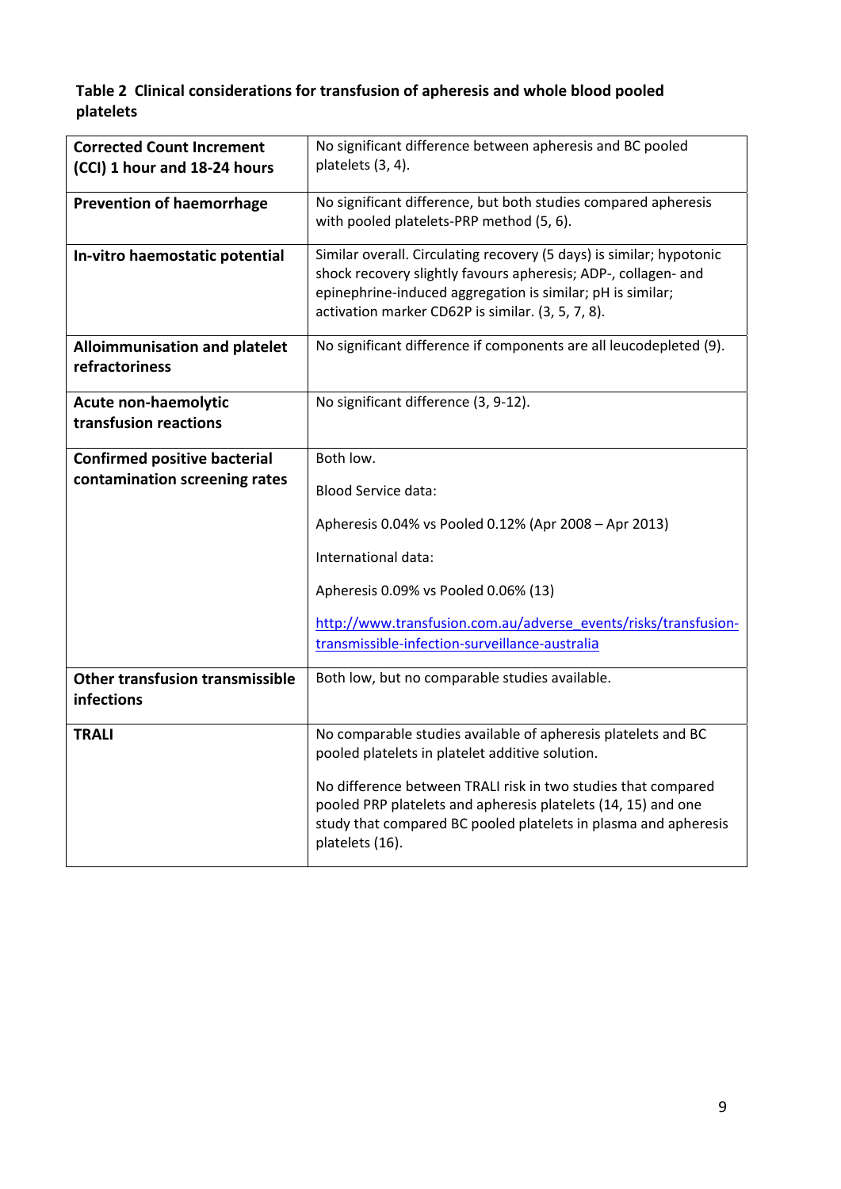**Table 2  Clinical considerations for transfusion of apheresis and whole blood pooled platelets**

| | |
|---|---|
| **Corrected Count Increment (CCI) 1 hour and 18-24 hours** | No significant difference between apheresis and BC pooled platelets (3, 4). |
| **Prevention of haemorrhage** | No significant difference, but both studies compared apheresis with pooled platelets-PRP method (5, 6). |
| **In-vitro haemostatic potential** | Similar overall. Circulating recovery (5 days) is similar; hypotonic shock recovery slightly favours apheresis; ADP-, collagen- and epinephrine-induced aggregation is similar; pH is similar; activation marker CD62P is similar. (3, 5, 7, 8). |
| **Alloimmunisation and platelet refractoriness** | No significant difference if components are all leucodepleted (9). |
| **Acute non-haemolytic transfusion reactions** | No significant difference (3, 9-12). |
| **Confirmed positive bacterial contamination screening rates** | Both low.<br><br>Blood Service data:<br><br>Apheresis 0.04% vs Pooled 0.12% (Apr 2008 – Apr 2013)<br><br>International data:<br><br>Apheresis 0.09% vs Pooled 0.06% (13)<br><br>http://www.transfusion.com.au/adverse_events/risks/transfusion-transmissible-infection-surveillance-australia |
| **Other transfusion transmissible infections** | Both low, but no comparable studies available. |
| **TRALI** | No comparable studies available of apheresis platelets and BC pooled platelets in platelet additive solution.<br><br>No difference between TRALI risk in two studies that compared pooled PRP platelets and apheresis platelets (14, 15) and one study that compared BC pooled platelets in plasma and apheresis platelets (16). |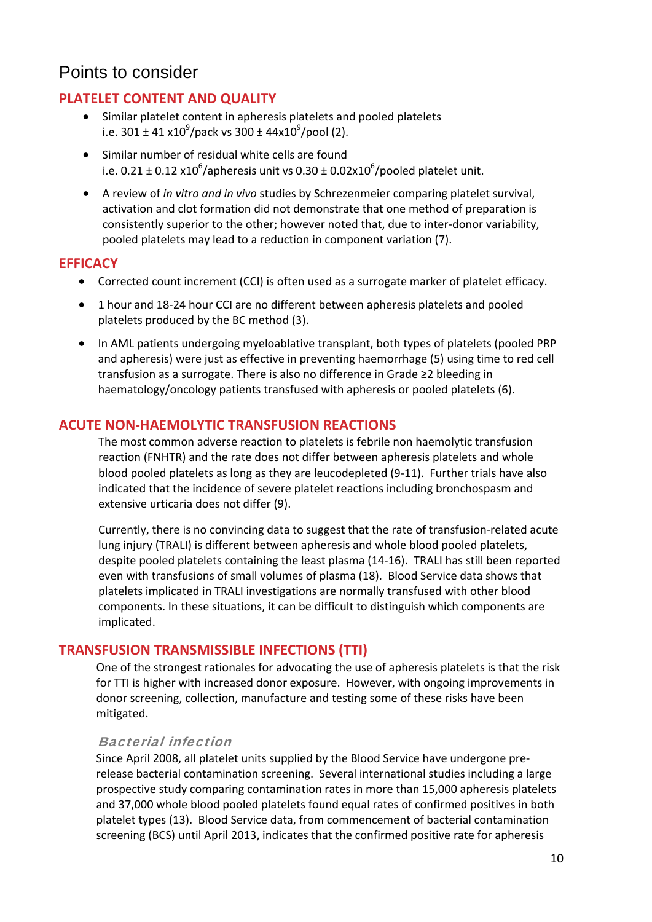# Points to consider

## PLATELET CONTENT AND QUALITY

- Similar platelet content in apheresis platelets and pooled platelets i.e. $301 \pm 41 \times 10^9$/pack vs $300 \pm 44 \times 10^9$/pool (2).
- Similar number of residual white cells are found i.e. $0.21 \pm 0.12 \times 10^6$/apheresis unit vs $0.30 \pm 0.02 \times 10^6$/pooled platelet unit.
- A review of *in vitro and in vivo* studies by Schrezenmeier comparing platelet survival, activation and clot formation did not demonstrate that one method of preparation is consistently superior to the other; however noted that, due to inter-donor variability, pooled platelets may lead to a reduction in component variation (7).

## EFFICACY

- Corrected count increment (CCI) is often used as a surrogate marker of platelet efficacy.
- 1 hour and 18-24 hour CCI are no different between apheresis platelets and pooled platelets produced by the BC method (3).
- In AML patients undergoing myeloablative transplant, both types of platelets (pooled PRP and apheresis) were just as effective in preventing haemorrhage (5) using time to red cell transfusion as a surrogate. There is also no difference in Grade ≥2 bleeding in haematology/oncology patients transfused with apheresis or pooled platelets (6).

## ACUTE NON-HAEMOLYTIC TRANSFUSION REACTIONS

The most common adverse reaction to platelets is febrile non haemolytic transfusion reaction (FNHTR) and the rate does not differ between apheresis platelets and whole blood pooled platelets as long as they are leucodepleted (9-11). Further trials have also indicated that the incidence of severe platelet reactions including bronchospasm and extensive urticaria does not differ (9).

Currently, there is no convincing data to suggest that the rate of transfusion-related acute lung injury (TRALI) is different between apheresis and whole blood pooled platelets, despite pooled platelets containing the least plasma (14-16). TRALI has still been reported even with transfusions of small volumes of plasma (18). Blood Service data shows that platelets implicated in TRALI investigations are normally transfused with other blood components. In these situations, it can be difficult to distinguish which components are implicated.

## TRANSFUSION TRANSMISSIBLE INFECTIONS (TTI)

One of the strongest rationales for advocating the use of apheresis platelets is that the risk for TTI is higher with increased donor exposure. However, with ongoing improvements in donor screening, collection, manufacture and testing some of these risks have been mitigated.

### *Bacterial infection*

Since April 2008, all platelet units supplied by the Blood Service have undergone pre-release bacterial contamination screening. Several international studies including a large prospective study comparing contamination rates in more than 15,000 apheresis platelets and 37,000 whole blood pooled platelets found equal rates of confirmed positives in both platelet types (13). Blood Service data, from commencement of bacterial contamination screening (BCS) until April 2013, indicates that the confirmed positive rate for apheresis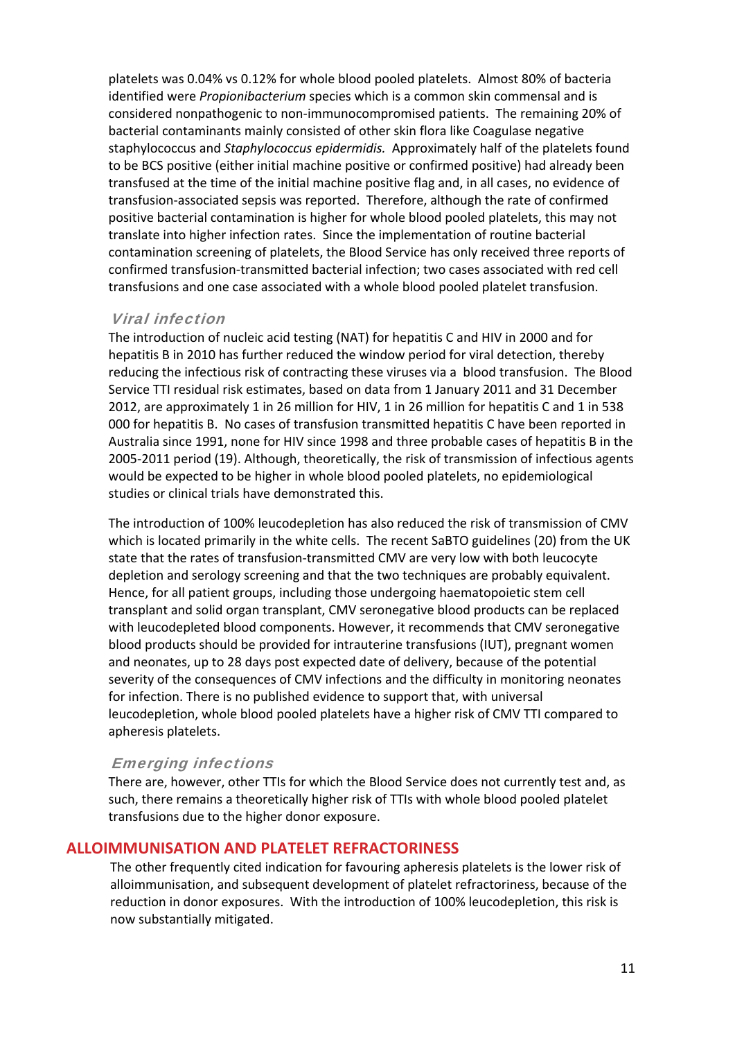platelets was 0.04% vs 0.12% for whole blood pooled platelets. Almost 80% of bacteria identified were *Propionibacterium* species which is a common skin commensal and is considered nonpathogenic to non-immunocompromised patients. The remaining 20% of bacterial contaminants mainly consisted of other skin flora like Coagulase negative staphylococcus and *Staphylococcus epidermidis.* Approximately half of the platelets found to be BCS positive (either initial machine positive or confirmed positive) had already been transfused at the time of the initial machine positive flag and, in all cases, no evidence of transfusion-associated sepsis was reported. Therefore, although the rate of confirmed positive bacterial contamination is higher for whole blood pooled platelets, this may not translate into higher infection rates. Since the implementation of routine bacterial contamination screening of platelets, the Blood Service has only received three reports of confirmed transfusion-transmitted bacterial infection; two cases associated with red cell transfusions and one case associated with a whole blood pooled platelet transfusion.

### *Viral infection*

The introduction of nucleic acid testing (NAT) for hepatitis C and HIV in 2000 and for hepatitis B in 2010 has further reduced the window period for viral detection, thereby reducing the infectious risk of contracting these viruses via a blood transfusion. The Blood Service TTI residual risk estimates, based on data from 1 January 2011 and 31 December 2012, are approximately 1 in 26 million for HIV, 1 in 26 million for hepatitis C and 1 in 538 000 for hepatitis B. No cases of transfusion transmitted hepatitis C have been reported in Australia since 1991, none for HIV since 1998 and three probable cases of hepatitis B in the 2005-2011 period (19). Although, theoretically, the risk of transmission of infectious agents would be expected to be higher in whole blood pooled platelets, no epidemiological studies or clinical trials have demonstrated this.

The introduction of 100% leucodepletion has also reduced the risk of transmission of CMV which is located primarily in the white cells. The recent SaBTO guidelines (20) from the UK state that the rates of transfusion-transmitted CMV are very low with both leucocyte depletion and serology screening and that the two techniques are probably equivalent. Hence, for all patient groups, including those undergoing haematopoietic stem cell transplant and solid organ transplant, CMV seronegative blood products can be replaced with leucodepleted blood components. However, it recommends that CMV seronegative blood products should be provided for intrauterine transfusions (IUT), pregnant women and neonates, up to 28 days post expected date of delivery, because of the potential severity of the consequences of CMV infections and the difficulty in monitoring neonates for infection. There is no published evidence to support that, with universal leucodepletion, whole blood pooled platelets have a higher risk of CMV TTI compared to apheresis platelets.

### *Emerging infections*

There are, however, other TTIs for which the Blood Service does not currently test and, as such, there remains a theoretically higher risk of TTIs with whole blood pooled platelet transfusions due to the higher donor exposure.

## ALLOIMMUNISATION AND PLATELET REFRACTORINESS

The other frequently cited indication for favouring apheresis platelets is the lower risk of alloimmunisation, and subsequent development of platelet refractoriness, because of the reduction in donor exposures. With the introduction of 100% leucodepletion, this risk is now substantially mitigated.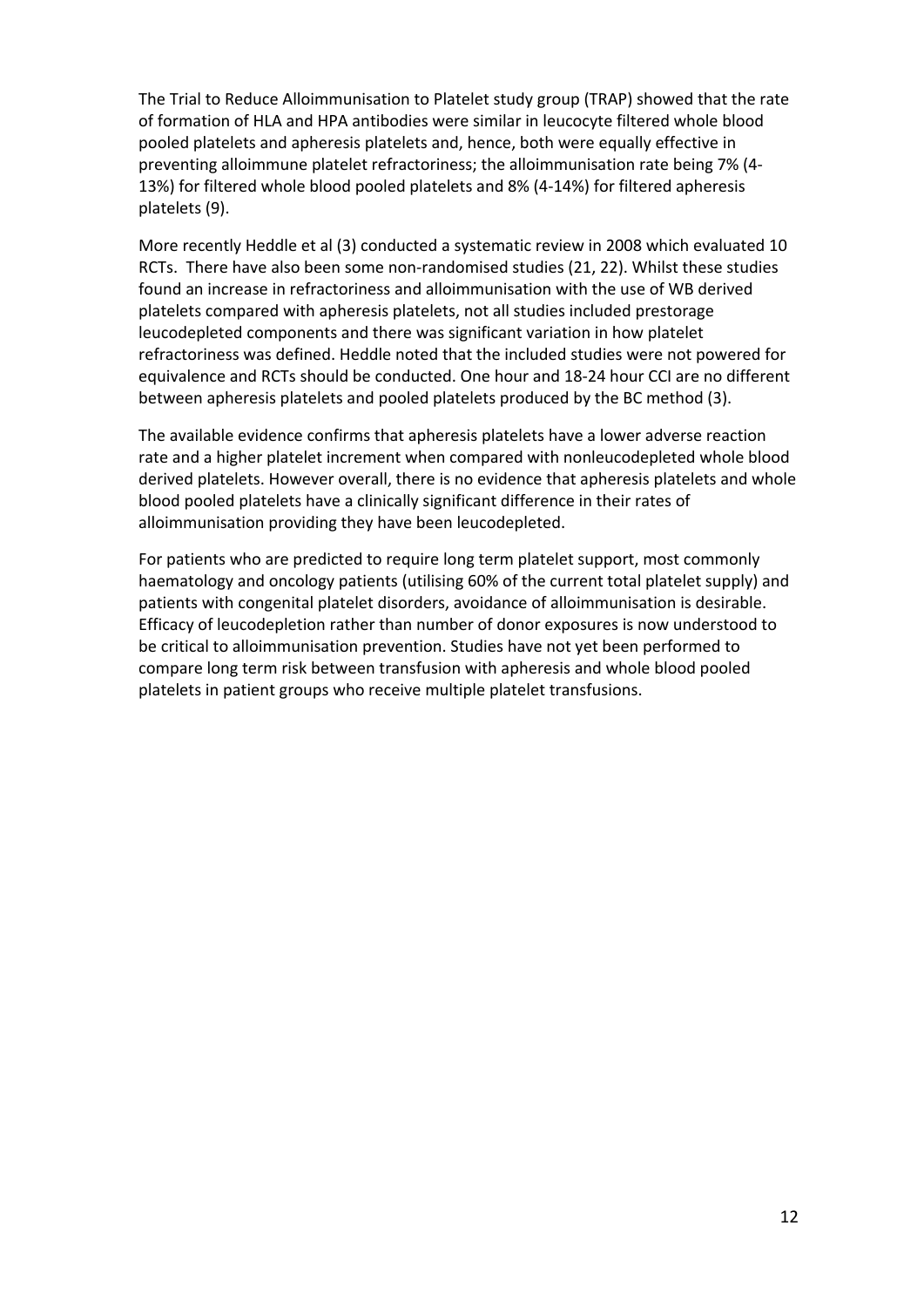The Trial to Reduce Alloimmunisation to Platelet study group (TRAP) showed that the rate of formation of HLA and HPA antibodies were similar in leucocyte filtered whole blood pooled platelets and apheresis platelets and, hence, both were equally effective in preventing alloimmune platelet refractoriness; the alloimmunisation rate being 7% (4-13%) for filtered whole blood pooled platelets and 8% (4-14%) for filtered apheresis platelets (9).

More recently Heddle et al (3) conducted a systematic review in 2008 which evaluated 10 RCTs. There have also been some non-randomised studies (21, 22). Whilst these studies found an increase in refractoriness and alloimmunisation with the use of WB derived platelets compared with apheresis platelets, not all studies included prestorage leucodepleted components and there was significant variation in how platelet refractoriness was defined. Heddle noted that the included studies were not powered for equivalence and RCTs should be conducted. One hour and 18-24 hour CCI are no different between apheresis platelets and pooled platelets produced by the BC method (3).

The available evidence confirms that apheresis platelets have a lower adverse reaction rate and a higher platelet increment when compared with nonleucodepleted whole blood derived platelets. However overall, there is no evidence that apheresis platelets and whole blood pooled platelets have a clinically significant difference in their rates of alloimmunisation providing they have been leucodepleted.

For patients who are predicted to require long term platelet support, most commonly haematology and oncology patients (utilising 60% of the current total platelet supply) and patients with congenital platelet disorders, avoidance of alloimmunisation is desirable. Efficacy of leucodepletion rather than number of donor exposures is now understood to be critical to alloimmunisation prevention. Studies have not yet been performed to compare long term risk between transfusion with apheresis and whole blood pooled platelets in patient groups who receive multiple platelet transfusions.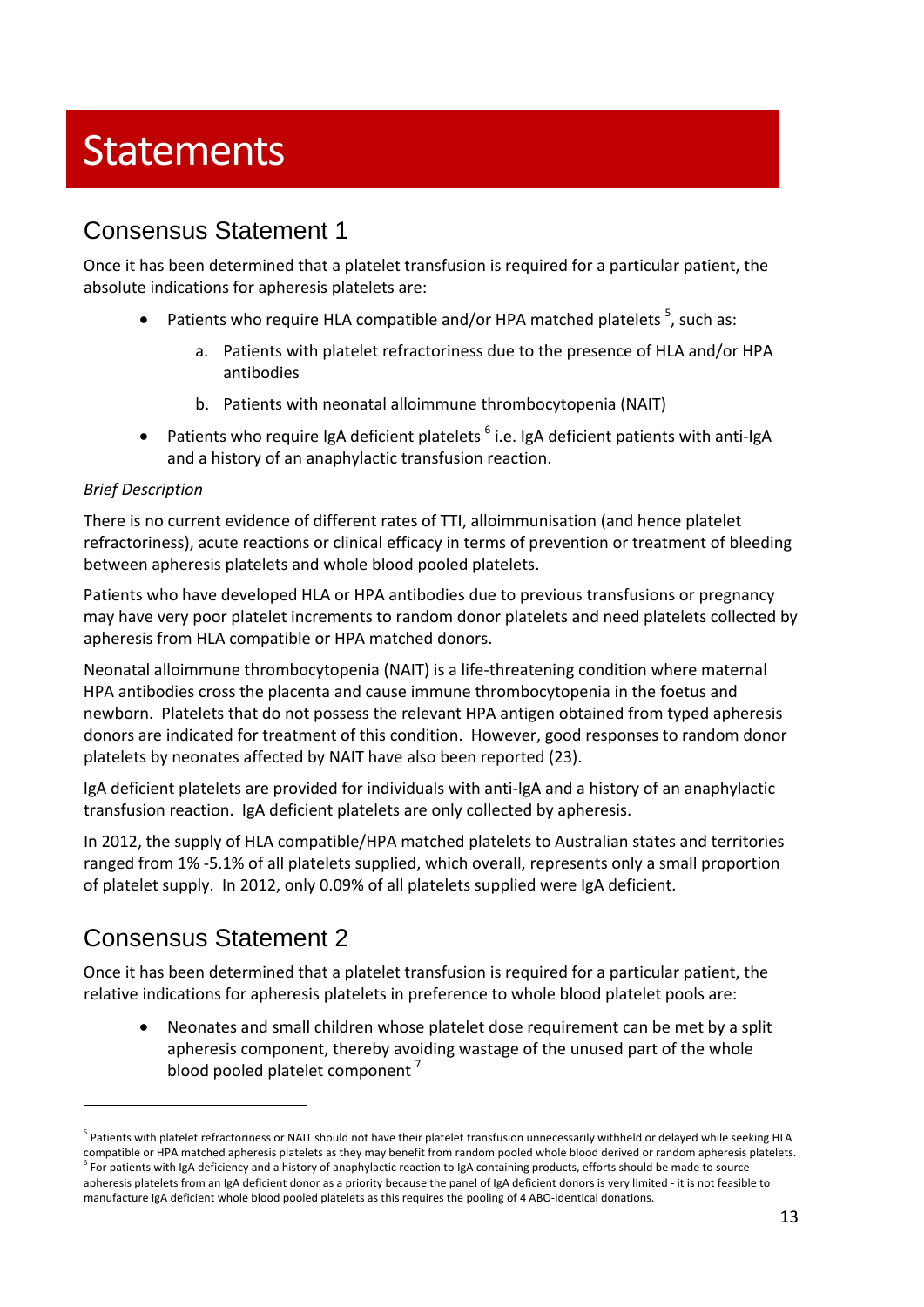# Statements

## Consensus Statement 1

Once it has been determined that a platelet transfusion is required for a particular patient, the absolute indications for apheresis platelets are:

- Patients who require HLA compatible and/or HPA matched platelets [5], such as:
    a. Patients with platelet refractoriness due to the presence of HLA and/or HPA antibodies
    b. Patients with neonatal alloimmune thrombocytopenia (NAIT)
- Patients who require IgA deficient platelets [6] i.e. IgA deficient patients with anti-IgA and a history of an anaphylactic transfusion reaction.

*Brief Description*

There is no current evidence of different rates of TTI, alloimmunisation (and hence platelet refractoriness), acute reactions or clinical efficacy in terms of prevention or treatment of bleeding between apheresis platelets and whole blood pooled platelets.

Patients who have developed HLA or HPA antibodies due to previous transfusions or pregnancy may have very poor platelet increments to random donor platelets and need platelets collected by apheresis from HLA compatible or HPA matched donors.

Neonatal alloimmune thrombocytopenia (NAIT) is a life-threatening condition where maternal HPA antibodies cross the placenta and cause immune thrombocytopenia in the foetus and newborn. Platelets that do not possess the relevant HPA antigen obtained from typed apheresis donors are indicated for treatment of this condition. However, good responses to random donor platelets by neonates affected by NAIT have also been reported (23).

IgA deficient platelets are provided for individuals with anti-IgA and a history of an anaphylactic transfusion reaction. IgA deficient platelets are only collected by apheresis.

In 2012, the supply of HLA compatible/HPA matched platelets to Australian states and territories ranged from 1% -5.1% of all platelets supplied, which overall, represents only a small proportion of platelet supply. In 2012, only 0.09% of all platelets supplied were IgA deficient.

## Consensus Statement 2

Once it has been determined that a platelet transfusion is required for a particular patient, the relative indications for apheresis platelets in preference to whole blood platelet pools are:

- Neonates and small children whose platelet dose requirement can be met by a split apheresis component, thereby avoiding wastage of the unused part of the whole blood pooled platelet component [7]

---

[5] Patients with platelet refractoriness or NAIT should not have their platelet transfusion unnecessarily withheld or delayed while seeking HLA compatible or HPA matched apheresis platelets as they may benefit from random pooled whole blood derived or random apheresis platelets.

[6] For patients with IgA deficiency and a history of anaphylactic reaction to IgA containing products, efforts should be made to source apheresis platelets from an IgA deficient donor as a priority because the panel of IgA deficient donors is very limited - it is not feasible to manufacture IgA deficient whole blood pooled platelets as this requires the pooling of 4 ABO-identical donations.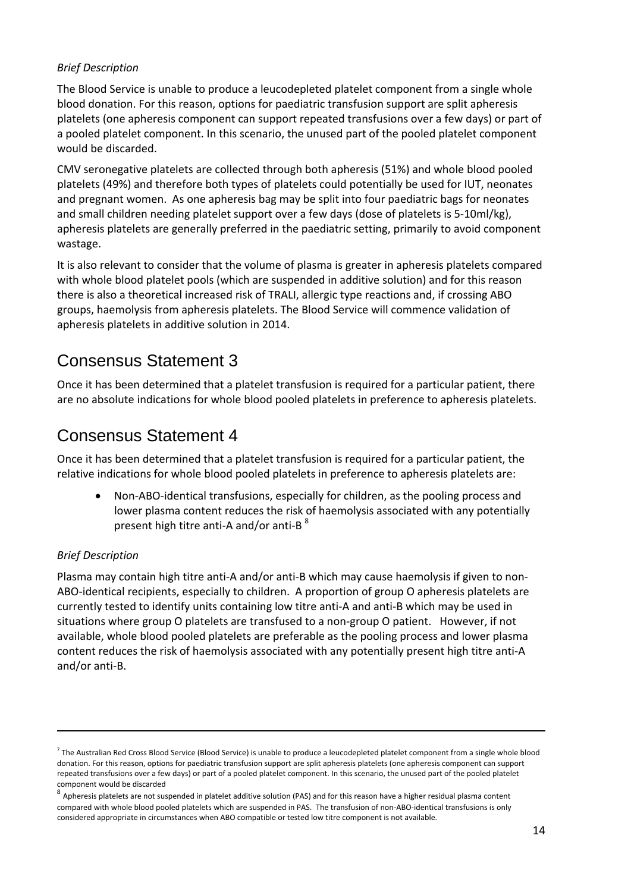*Brief Description*

The Blood Service is unable to produce a leucodepleted platelet component from a single whole blood donation. For this reason, options for paediatric transfusion support are split apheresis platelets (one apheresis component can support repeated transfusions over a few days) or part of a pooled platelet component. In this scenario, the unused part of the pooled platelet component would be discarded.

CMV seronegative platelets are collected through both apheresis (51%) and whole blood pooled platelets (49%) and therefore both types of platelets could potentially be used for IUT, neonates and pregnant women. As one apheresis bag may be split into four paediatric bags for neonates and small children needing platelet support over a few days (dose of platelets is 5-10ml/kg), apheresis platelets are generally preferred in the paediatric setting, primarily to avoid component wastage.

It is also relevant to consider that the volume of plasma is greater in apheresis platelets compared with whole blood platelet pools (which are suspended in additive solution) and for this reason there is also a theoretical increased risk of TRALI, allergic type reactions and, if crossing ABO groups, haemolysis from apheresis platelets. The Blood Service will commence validation of apheresis platelets in additive solution in 2014.

## Consensus Statement 3

Once it has been determined that a platelet transfusion is required for a particular patient, there are no absolute indications for whole blood pooled platelets in preference to apheresis platelets.

## Consensus Statement 4

Once it has been determined that a platelet transfusion is required for a particular patient, the relative indications for whole blood pooled platelets in preference to apheresis platelets are:

- Non-ABO-identical transfusions, especially for children, as the pooling process and lower plasma content reduces the risk of haemolysis associated with any potentially present high titre anti-A and/or anti-B [8]

*Brief Description*

Plasma may contain high titre anti-A and/or anti-B which may cause haemolysis if given to non-ABO-identical recipients, especially to children. A proportion of group O apheresis platelets are currently tested to identify units containing low titre anti-A and anti-B which may be used in situations where group O platelets are transfused to a non-group O patient. However, if not available, whole blood pooled platelets are preferable as the pooling process and lower plasma content reduces the risk of haemolysis associated with any potentially present high titre anti-A and/or anti-B.

---

[7] The Australian Red Cross Blood Service (Blood Service) is unable to produce a leucodepleted platelet component from a single whole blood donation. For this reason, options for paediatric transfusion support are split apheresis platelets (one apheresis component can support repeated transfusions over a few days) or part of a pooled platelet component. In this scenario, the unused part of the pooled platelet component would be discarded

[8] Apheresis platelets are not suspended in platelet additive solution (PAS) and for this reason have a higher residual plasma content compared with whole blood pooled platelets which are suspended in PAS. The transfusion of non-ABO-identical transfusions is only considered appropriate in circumstances when ABO compatible or tested low titre component is not available.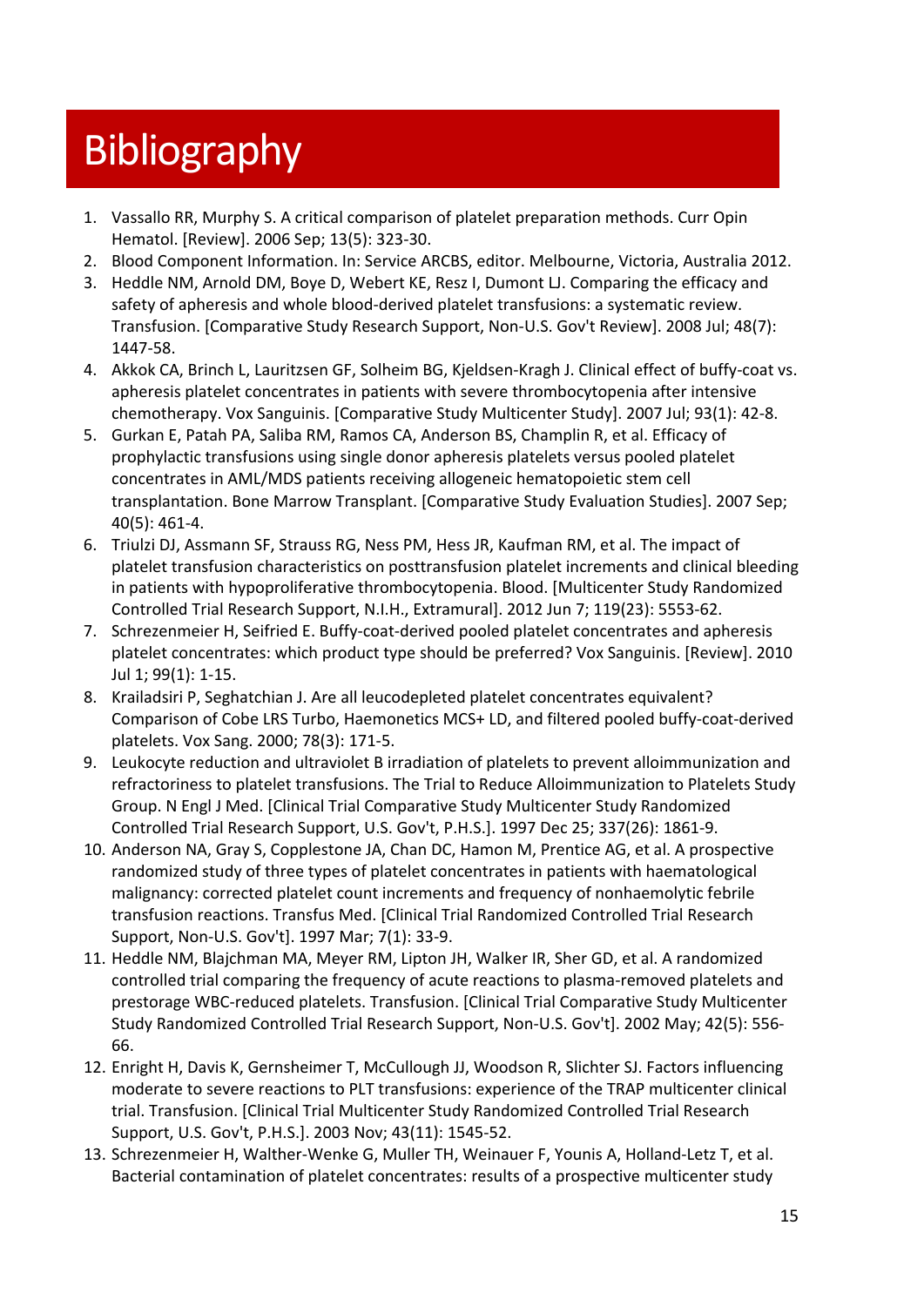# Bibliography

1. Vassallo RR, Murphy S. A critical comparison of platelet preparation methods. Curr Opin Hematol. [Review]. 2006 Sep; 13(5): 323-30.
2. Blood Component Information. In: Service ARCBS, editor. Melbourne, Victoria, Australia 2012.
3. Heddle NM, Arnold DM, Boye D, Webert KE, Resz I, Dumont LJ. Comparing the efficacy and safety of apheresis and whole blood-derived platelet transfusions: a systematic review. Transfusion. [Comparative Study Research Support, Non-U.S. Gov't Review]. 2008 Jul; 48(7): 1447-58.
4. Akkok CA, Brinch L, Lauritzsen GF, Solheim BG, Kjeldsen-Kragh J. Clinical effect of buffy-coat vs. apheresis platelet concentrates in patients with severe thrombocytopenia after intensive chemotherapy. Vox Sanguinis. [Comparative Study Multicenter Study]. 2007 Jul; 93(1): 42-8.
5. Gurkan E, Patah PA, Saliba RM, Ramos CA, Anderson BS, Champlin R, et al. Efficacy of prophylactic transfusions using single donor apheresis platelets versus pooled platelet concentrates in AML/MDS patients receiving allogeneic hematopoietic stem cell transplantation. Bone Marrow Transplant. [Comparative Study Evaluation Studies]. 2007 Sep; 40(5): 461-4.
6. Triulzi DJ, Assmann SF, Strauss RG, Ness PM, Hess JR, Kaufman RM, et al. The impact of platelet transfusion characteristics on posttransfusion platelet increments and clinical bleeding in patients with hypoproliferative thrombocytopenia. Blood. [Multicenter Study Randomized Controlled Trial Research Support, N.I.H., Extramural]. 2012 Jun 7; 119(23): 5553-62.
7. Schrezenmeier H, Seifried E. Buffy-coat-derived pooled platelet concentrates and apheresis platelet concentrates: which product type should be preferred? Vox Sanguinis. [Review]. 2010 Jul 1; 99(1): 1-15.
8. Krailadsiri P, Seghatchian J. Are all leucodepleted platelet concentrates equivalent? Comparison of Cobe LRS Turbo, Haemonetics MCS+ LD, and filtered pooled buffy-coat-derived platelets. Vox Sang. 2000; 78(3): 171-5.
9. Leukocyte reduction and ultraviolet B irradiation of platelets to prevent alloimmunization and refractoriness to platelet transfusions. The Trial to Reduce Alloimmunization to Platelets Study Group. N Engl J Med. [Clinical Trial Comparative Study Multicenter Study Randomized Controlled Trial Research Support, U.S. Gov't, P.H.S.]. 1997 Dec 25; 337(26): 1861-9.
10. Anderson NA, Gray S, Copplestone JA, Chan DC, Hamon M, Prentice AG, et al. A prospective randomized study of three types of platelet concentrates in patients with haematological malignancy: corrected platelet count increments and frequency of nonhaemolytic febrile transfusion reactions. Transfus Med. [Clinical Trial Randomized Controlled Trial Research Support, Non-U.S. Gov't]. 1997 Mar; 7(1): 33-9.
11. Heddle NM, Blajchman MA, Meyer RM, Lipton JH, Walker IR, Sher GD, et al. A randomized controlled trial comparing the frequency of acute reactions to plasma-removed platelets and prestorage WBC-reduced platelets. Transfusion. [Clinical Trial Comparative Study Multicenter Study Randomized Controlled Trial Research Support, Non-U.S. Gov't]. 2002 May; 42(5): 556-66.
12. Enright H, Davis K, Gernsheimer T, McCullough JJ, Woodson R, Slichter SJ. Factors influencing moderate to severe reactions to PLT transfusions: experience of the TRAP multicenter clinical trial. Transfusion. [Clinical Trial Multicenter Study Randomized Controlled Trial Research Support, U.S. Gov't, P.H.S.]. 2003 Nov; 43(11): 1545-52.
13. Schrezenmeier H, Walther-Wenke G, Muller TH, Weinauer F, Younis A, Holland-Letz T, et al. Bacterial contamination of platelet concentrates: results of a prospective multicenter study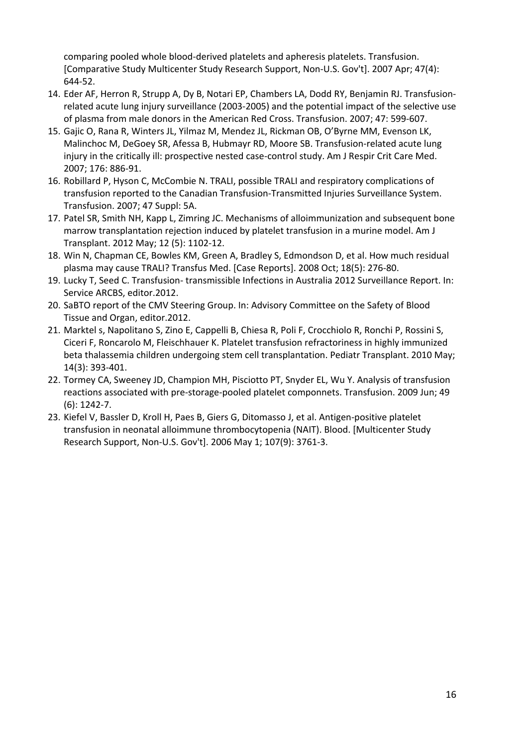comparing pooled whole blood-derived platelets and apheresis platelets. Transfusion. [Comparative Study Multicenter Study Research Support, Non-U.S. Gov't]. 2007 Apr; 47(4): 644-52.

14. Eder AF, Herron R, Strupp A, Dy B, Notari EP, Chambers LA, Dodd RY, Benjamin RJ. Transfusion-related acute lung injury surveillance (2003-2005) and the potential impact of the selective use of plasma from male donors in the American Red Cross. Transfusion. 2007; 47: 599-607.
15. Gajic O, Rana R, Winters JL, Yilmaz M, Mendez JL, Rickman OB, O'Byrne MM, Evenson LK, Malinchoc M, DeGoey SR, Afessa B, Hubmayr RD, Moore SB. Transfusion-related acute lung injury in the critically ill: prospective nested case-control study. Am J Respir Crit Care Med. 2007; 176: 886-91.
16. Robillard P, Hyson C, McCombie N. TRALI, possible TRALI and respiratory complications of transfusion reported to the Canadian Transfusion-Transmitted Injuries Surveillance System. Transfusion. 2007; 47 Suppl: 5A.
17. Patel SR, Smith NH, Kapp L, Zimring JC. Mechanisms of alloimmunization and subsequent bone marrow transplantation rejection induced by platelet transfusion in a murine model. Am J Transplant. 2012 May; 12 (5): 1102-12.
18. Win N, Chapman CE, Bowles KM, Green A, Bradley S, Edmondson D, et al. How much residual plasma may cause TRALI? Transfus Med. [Case Reports]. 2008 Oct; 18(5): 276-80.
19. Lucky T, Seed C. Transfusion- transmissible Infections in Australia 2012 Surveillance Report. In: Service ARCBS, editor.2012.
20. SaBTO report of the CMV Steering Group. In: Advisory Committee on the Safety of Blood Tissue and Organ, editor.2012.
21. Marktel s, Napolitano S, Zino E, Cappelli B, Chiesa R, Poli F, Crocchiolo R, Ronchi P, Rossini S, Ciceri F, Roncarolo M, Fleischhauer K. Platelet transfusion refractoriness in highly immunized beta thalassemia children undergoing stem cell transplantation. Pediatr Transplant. 2010 May; 14(3): 393-401.
22. Tormey CA, Sweeney JD, Champion MH, Pisciotto PT, Snyder EL, Wu Y. Analysis of transfusion reactions associated with pre-storage-pooled platelet componnets. Transfusion. 2009 Jun; 49 (6): 1242-7.
23. Kiefel V, Bassler D, Kroll H, Paes B, Giers G, Ditomasso J, et al. Antigen-positive platelet transfusion in neonatal alloimmune thrombocytopenia (NAIT). Blood. [Multicenter Study Research Support, Non-U.S. Gov't]. 2006 May 1; 107(9): 3761-3.